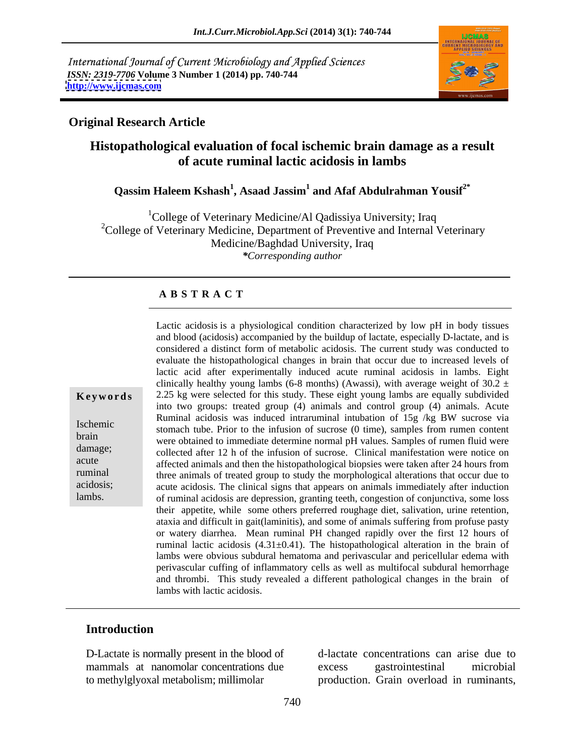International Journal of Current Microbiology and Applied Sciences
*ISSN: 2319-7706* **Volume 3 Number 1 (2014) pp. 740-744**
**http://www.ijcmas.com**

**Original Research Article**

# Histopathological evaluation of focal ischemic brain damage as a result of acute ruminal lactic acidosis in lambs

**Qassim Haleem Kshash[1], Asaad Jassim[1] and Afaf Abdulrahman Yousif[2*]**

[1]College of Veterinary Medicine/Al Qadissiya University; Iraq
[2]College of Veterinary Medicine, Department of Preventive and Internal Veterinary Medicine/Baghdad University, Iraq
*\*Corresponding author*

## A B S T R A C T

**Keywords**

Ischemic brain damage; acute ruminal acidosis; lambs.

Lactic acidosis is a physiological condition characterized by low pH in body tissues and blood (acidosis) accompanied by the buildup of lactate, especially D-lactate, and is considered a distinct form of metabolic acidosis. The current study was conducted to evaluate the histopathological changes in brain that occur due to increased levels of lactic acid after experimentally induced acute ruminal acidosis in lambs. Eight clinically healthy young lambs (6-8 months) (Awassi), with average weight of 30.2 ± 2.25 kg were selected for this study. These eight young lambs are equally subdivided into two groups: treated group (4) animals and control group (4) animals. Acute Ruminal acidosis was induced intraruminal intubation of 15g /kg BW sucrose via stomach tube. Prior to the infusion of sucrose (0 time), samples from rumen content were obtained to immediate determine normal pH values. Samples of rumen fluid were collected after 12 h of the infusion of sucrose. Clinical manifestation were notice on affected animals and then the histopathological biopsies were taken after 24 hours from three animals of treated group to study the morphological alterations that occur due to acute acidosis. The clinical signs that appears on animals immediately after induction of ruminal acidosis are depression, granting teeth, congestion of conjunctiva, some loss their appetite, while some others preferred roughage diet, salivation, urine retention, ataxia and difficult in gait(laminitis), and some of animals suffering from profuse pasty or watery diarrhea. Mean ruminal PH changed rapidly over the first 12 hours of ruminal lactic acidosis (4.31±0.41). The histopathological alteration in the brain of lambs were obvious subdural hematoma and perivascular and pericellular edema with perivascular cuffing of inflammatory cells as well as multifocal subdural hemorrhage and thrombi. This study revealed a different pathological changes in the brain of lambs with lactic acidosis.

## Introduction

D-Lactate is normally present in the blood of mammals at nanomolar concentrations due to methylglyoxal metabolism; millimolar d-lactate concentrations can arise due to excess gastrointestinal microbial production. Grain overload in ruminants,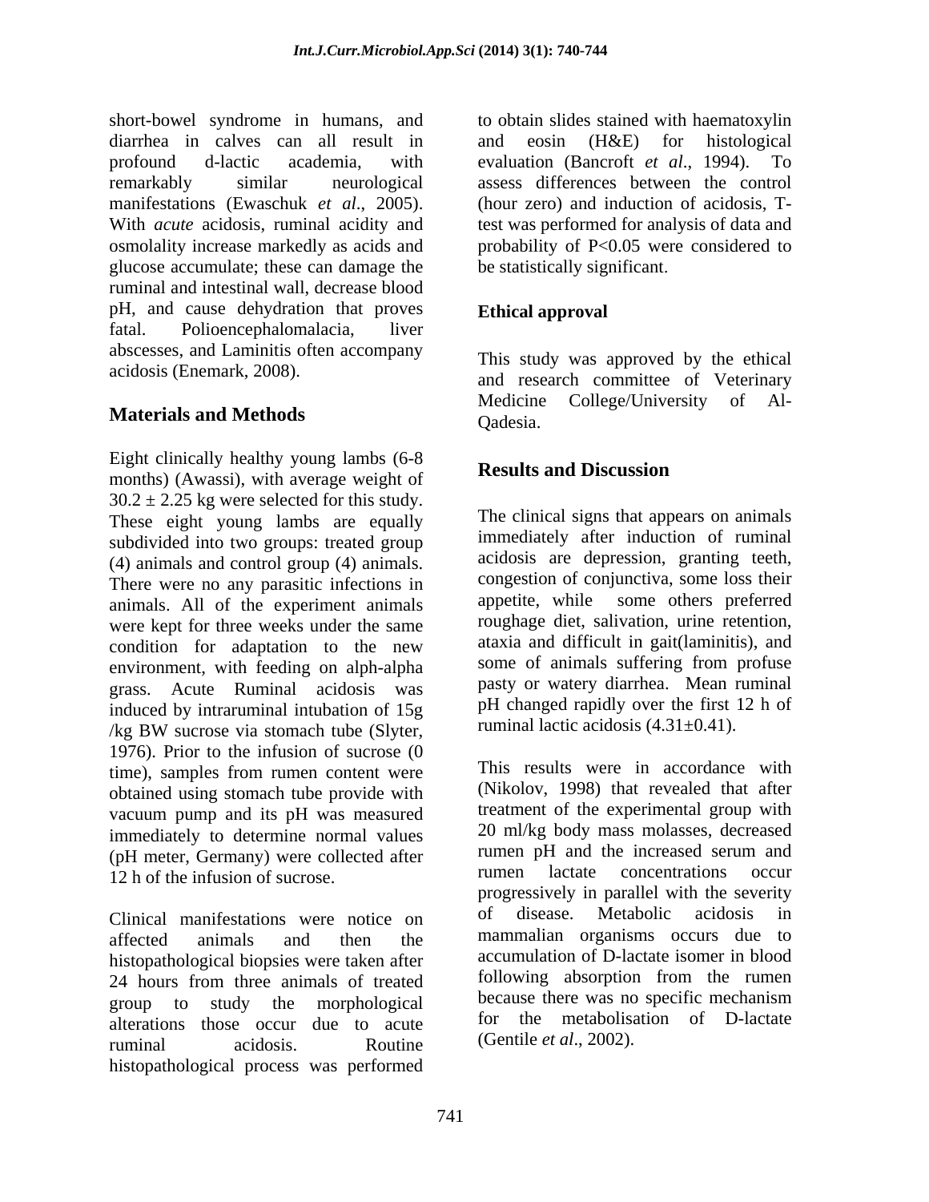short-bowel syndrome in humans, and diarrhea in calves can all result in profound d-lactic academia, with remarkably similar neurological manifestations (Ewaschuk *et al*., 2005). With *acute* acidosis, ruminal acidity and osmolality increase markedly as acids and glucose accumulate; these can damage the ruminal and intestinal wall, decrease blood pH, and cause dehydration that proves fatal. Polioencephalomalacia, liver abscesses, and Laminitis often accompany acidosis (Enemark, 2008).

## Materials and Methods

Eight clinically healthy young lambs (6-8 months) (Awassi), with average weight of $30.2 \pm 2.25$ kg were selected for this study. These eight young lambs are equally subdivided into two groups: treated group (4) animals and control group (4) animals. There were no any parasitic infections in animals. All of the experiment animals were kept for three weeks under the same condition for adaptation to the new environment, with feeding on alph-alpha grass. Acute Ruminal acidosis was induced by intraruminal intubation of 15g /kg BW sucrose via stomach tube (Slyter, 1976). Prior to the infusion of sucrose (0 time), samples from rumen content were obtained using stomach tube provide with vacuum pump and its pH was measured immediately to determine normal values (pH meter, Germany) were collected after 12 h of the infusion of sucrose.

Clinical manifestations were notice on affected animals and then the histopathological biopsies were taken after 24 hours from three animals of treated group to study the morphological alterations those occur due to acute ruminal acidosis. Routine histopathological process was performed to obtain slides stained with haematoxylin and eosin (H&E) for histological evaluation (Bancroft *et al*., 1994). To assess differences between the control (hour zero) and induction of acidosis, T-test was performed for analysis of data and probability of $P<0.05$ were considered to be statistically significant.

### Ethical approval

This study was approved by the ethical and research committee of Veterinary Medicine College/University of Al-Qadesia.

## Results and Discussion

The clinical signs that appears on animals immediately after induction of ruminal acidosis are depression, granting teeth, congestion of conjunctiva, some loss their appetite, while some others preferred roughage diet, salivation, urine retention, ataxia and difficult in gait(laminitis), and some of animals suffering from profuse pasty or watery diarrhea. Mean ruminal pH changed rapidly over the first 12 h of ruminal lactic acidosis ($4.31 \pm 0.41$).

This results were in accordance with (Nikolov, 1998) that revealed that after treatment of the experimental group with 20 ml/kg body mass molasses, decreased rumen pH and the increased serum and rumen lactate concentrations occur progressively in parallel with the severity of disease. Metabolic acidosis in mammalian organisms occurs due to accumulation of D-lactate isomer in blood following absorption from the rumen because there was no specific mechanism for the metabolisation of D-lactate (Gentile *et al*., 2002).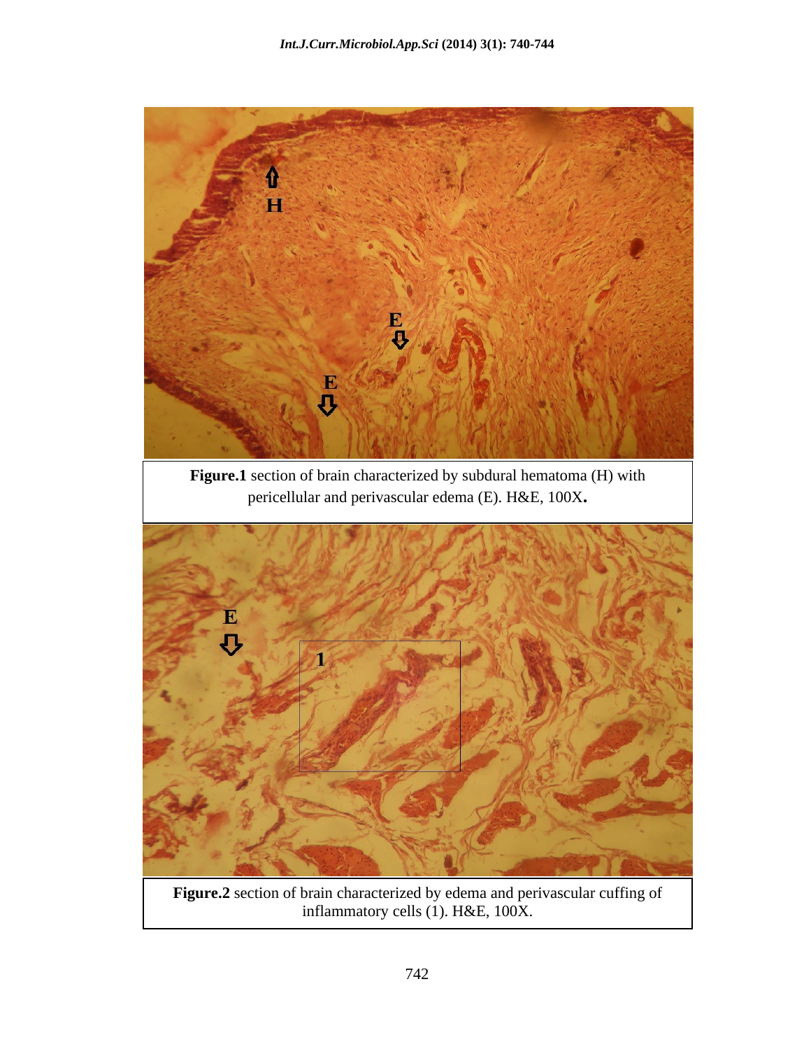**Figure.1** section of brain characterized by subdural hematoma (H) with pericellular and perivascular edema (E). H&E, 100X**.**

**Figure.2** section of brain characterized by edema and perivascular cuffing of inflammatory cells (1). H&E, 100X.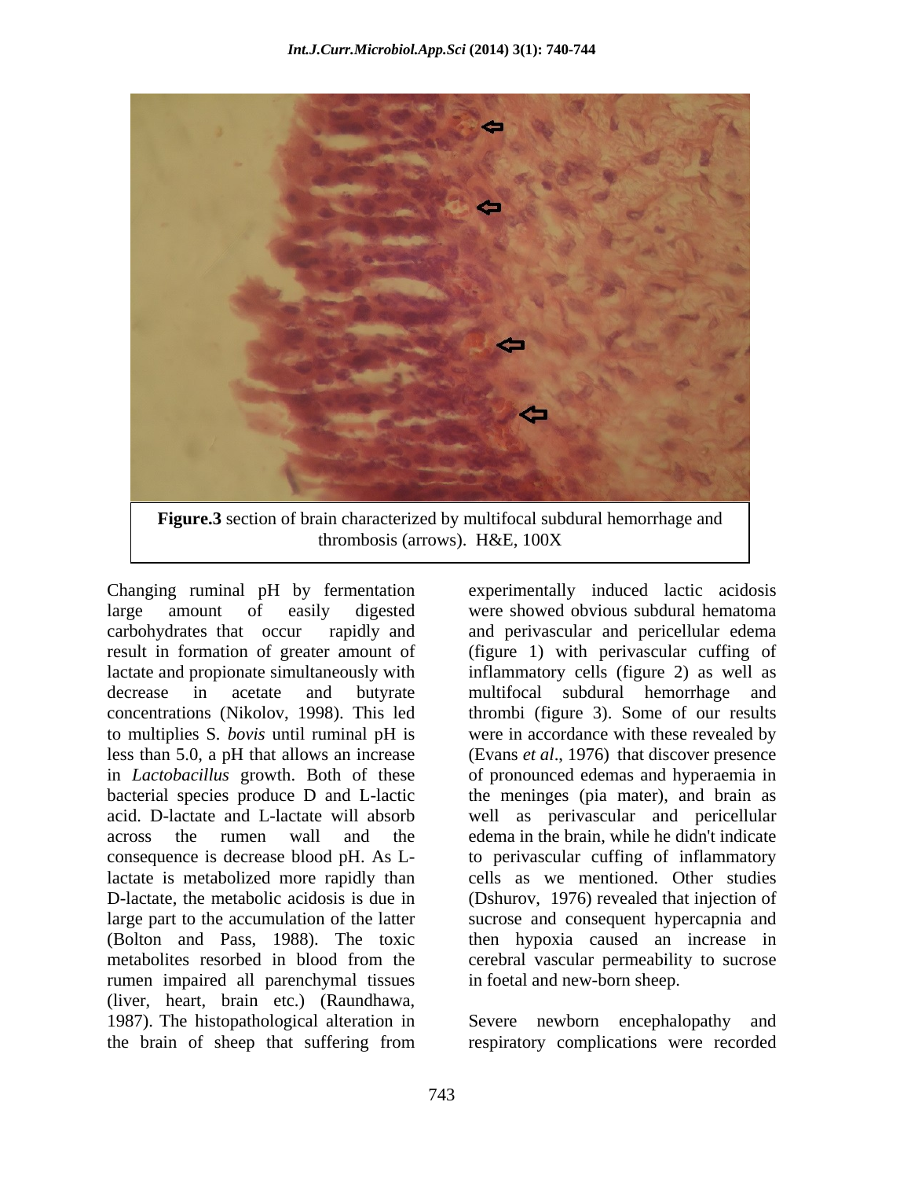**Figure.3** section of brain characterized by multifocal subdural hemorrhage and thrombosis (arrows). H&E, 100X

Changing ruminal pH by fermentation large amount of easily digested carbohydrates that occur rapidly and result in formation of greater amount of lactate and propionate simultaneously with decrease in acetate and butyrate concentrations (Nikolov, 1998). This led to multiplies S. *bovis* until ruminal pH is less than 5.0, a pH that allows an increase in *Lactobacillus* growth. Both of these bacterial species produce D and L-lactic acid. D-lactate and L-lactate will absorb across the rumen wall and the consequence is decrease blood pH. As L-lactate is metabolized more rapidly than D-lactate, the metabolic acidosis is due in large part to the accumulation of the latter (Bolton and Pass, 1988). The toxic metabolites resorbed in blood from the rumen impaired all parenchymal tissues (liver, heart, brain etc.) (Raundhawa, 1987). The histopathological alteration in the brain of sheep that suffering from experimentally induced lactic acidosis were showed obvious subdural hematoma and perivascular and pericellular edema (figure 1) with perivascular cuffing of inflammatory cells (figure 2) as well as multifocal subdural hemorrhage and thrombi (figure 3). Some of our results were in accordance with these revealed by (Evans *et al*., 1976) that discover presence of pronounced edemas and hyperaemia in the meninges (pia mater), and brain as well as perivascular and pericellular edema in the brain, while he didn't indicate to perivascular cuffing of inflammatory cells as we mentioned. Other studies (Dshurov, 1976) revealed that injection of sucrose and consequent hypercapnia and then hypoxia caused an increase in cerebral vascular permeability to sucrose in foetal and new-born sheep.

Severe newborn encephalopathy and respiratory complications were recorded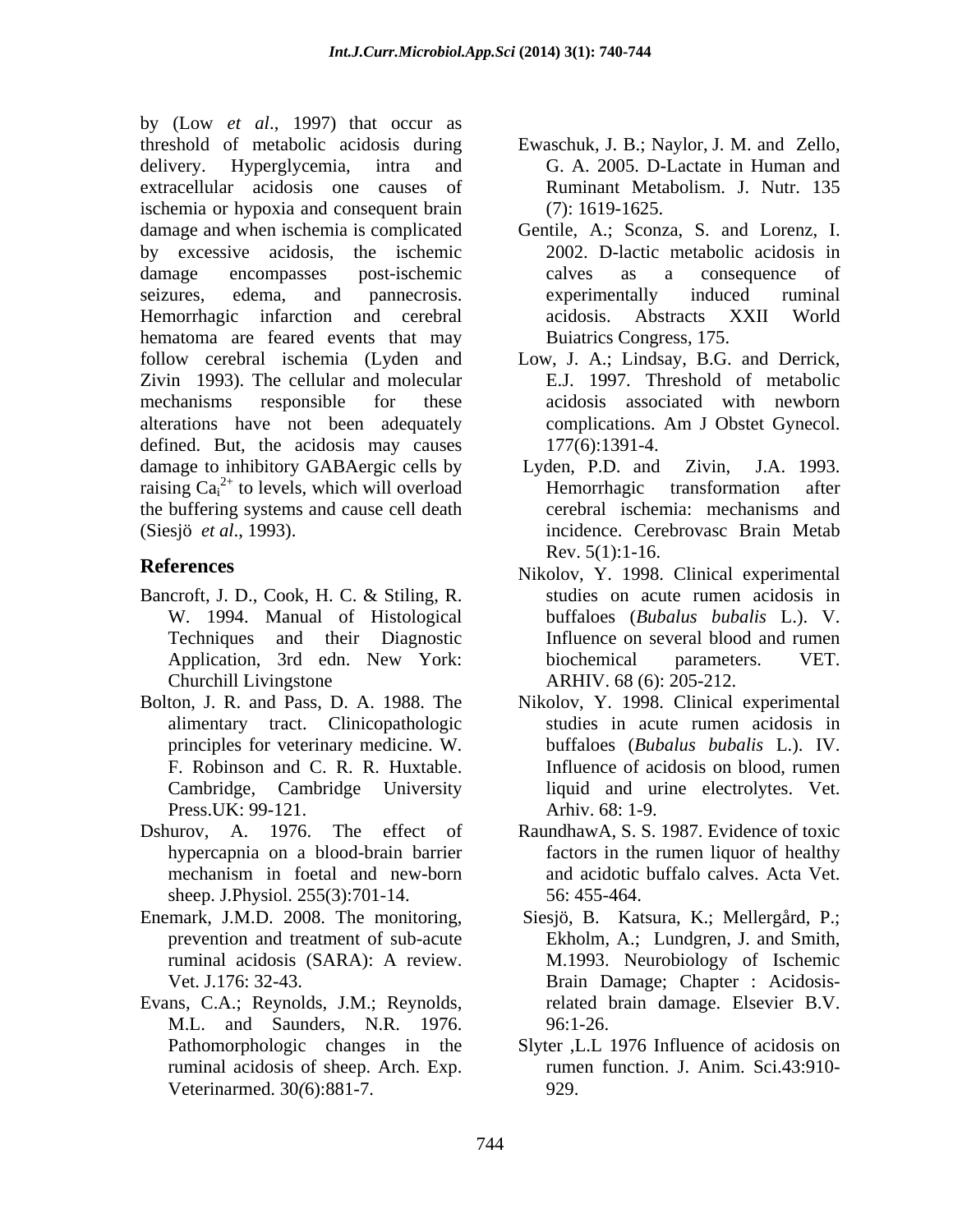by (Low *et al*., 1997) that occur as threshold of metabolic acidosis during delivery. Hyperglycemia, intra and extracellular acidosis one causes of ischemia or hypoxia and consequent brain damage and when ischemia is complicated by excessive acidosis, the ischemic damage encompasses post-ischemic seizures, edema, and pannecrosis. Hemorrhagic infarction and cerebral hematoma are feared events that may follow cerebral ischemia (Lyden and Zivin 1993). The cellular and molecular mechanisms responsible for these alterations have not been adequately defined. But, the acidosis may causes damage to inhibitory GABAergic cells by raising $Ca_i^{2+}$ to levels, which will overload the buffering systems and cause cell death (Siesjö *et al*., 1993).

## References

Bancroft, J. D., Cook, H. C. & Stiling, R. W. 1994. Manual of Histological Techniques and their Diagnostic Application, 3rd edn. New York: Churchill Livingstone

Bolton, J. R. and Pass, D. A. 1988. The alimentary tract. Clinicopathologic principles for veterinary medicine. W. F. Robinson and C. R. R. Huxtable. Cambridge, Cambridge University Press.UK: 99-121.

Dshurov, A. 1976. The effect of hypercapnia on a blood-brain barrier mechanism in foetal and new-born sheep. J.Physiol. 255(3):701-14.

Enemark, J.M.D. 2008. The monitoring, prevention and treatment of sub-acute ruminal acidosis (SARA): A review. Vet. J.176: 32-43.

Evans, C.A.; Reynolds, J.M.; Reynolds, M.L. and Saunders, N.R. 1976. Pathomorphologic changes in the ruminal acidosis of sheep. Arch. Exp. Veterinarmed. 30(6):881-7.

Ewaschuk, J. B.; Naylor, J. M. and Zello, G. A. 2005. D-Lactate in Human and Ruminant Metabolism. J. Nutr. 135 (7): 1619-1625.

Gentile, A.; Sconza, S. and Lorenz, I. 2002. D-lactic metabolic acidosis in calves as a consequence of experimentally induced ruminal acidosis. Abstracts XXII World Buiatrics Congress, 175.

Low, J. A.; Lindsay, B.G. and Derrick, E.J. 1997. Threshold of metabolic acidosis associated with newborn complications. Am J Obstet Gynecol. 177(6):1391-4.

Lyden, P.D. and Zivin, J.A. 1993. Hemorrhagic transformation after cerebral ischemia: mechanisms and incidence. Cerebrovasc Brain Metab Rev. 5(1):1-16.

Nikolov, Y. 1998. Clinical experimental studies on acute rumen acidosis in buffaloes (*Bubalus bubalis* L.). V. Influence on several blood and rumen biochemical parameters. VET. ARHIV. 68 (6): 205-212.

Nikolov, Y. 1998. Clinical experimental studies in acute rumen acidosis in buffaloes (*Bubalus bubalis* L.). IV. Influence of acidosis on blood, rumen liquid and urine electrolytes. Vet. Arhiv. 68: 1-9.

RaundhawA, S. S. 1987. Evidence of toxic factors in the rumen liquor of healthy and acidotic buffalo calves. Acta Vet. 56: 455-464.

Siesjö, B. Katsura, K.; Mellergård, P.; Ekholm, A.; Lundgren, J. and Smith, M.1993. Neurobiology of Ischemic Brain Damage; Chapter : Acidosis-related brain damage. Elsevier B.V. 96:1-26.

Slyter ,L.L 1976 Influence of acidosis on rumen function. J. Anim. Sci.43:910-929.